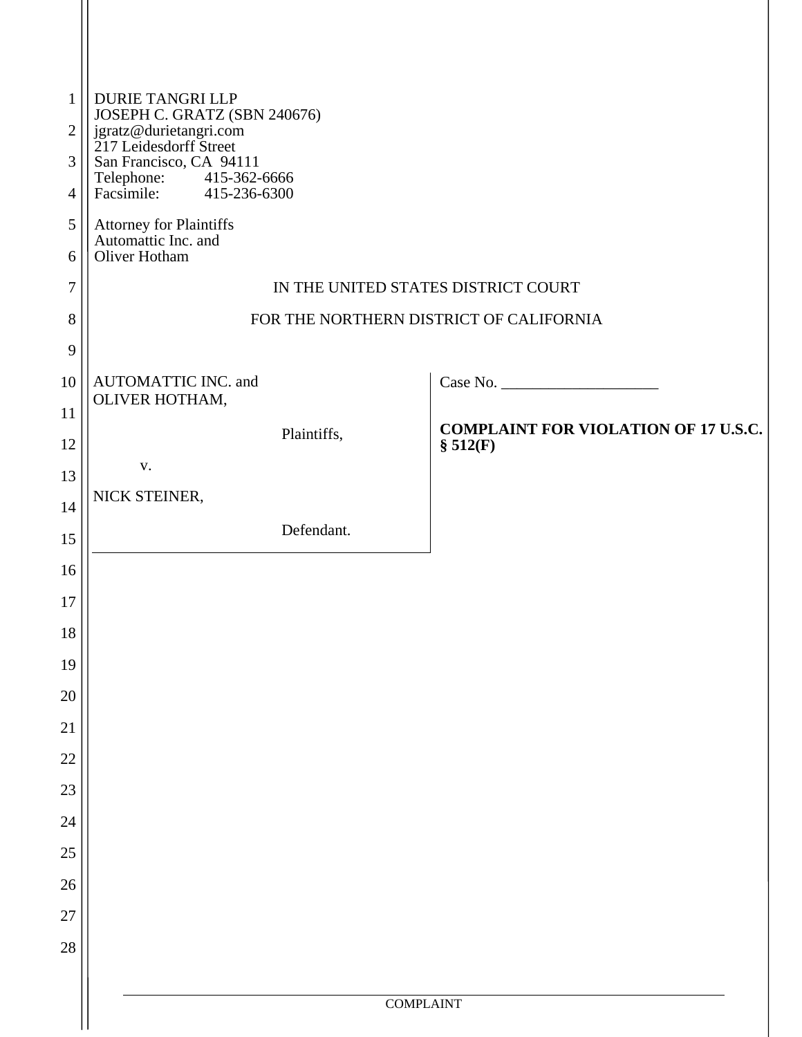DURIE TANGRI LLP
JOSEPH C. GRATZ (SBN 240676)
jgratz@durietangri.com
217 Leidesdorff Street
San Francisco, CA 94111
Telephone: 415-362-6666
Facsimile: 415-236-6300

Attorney for Plaintiffs
Automattic Inc. and
Oliver Hotham

IN THE UNITED STATES DISTRICT COURT

FOR THE NORTHERN DISTRICT OF CALIFORNIA

AUTOMATTIC INC. and
OLIVER HOTHAM,

Plaintiffs,

v.

NICK STEINER,

Defendant.

Case No. ____________________

**COMPLAINT FOR VIOLATION OF 17 U.S.C. § 512(F)**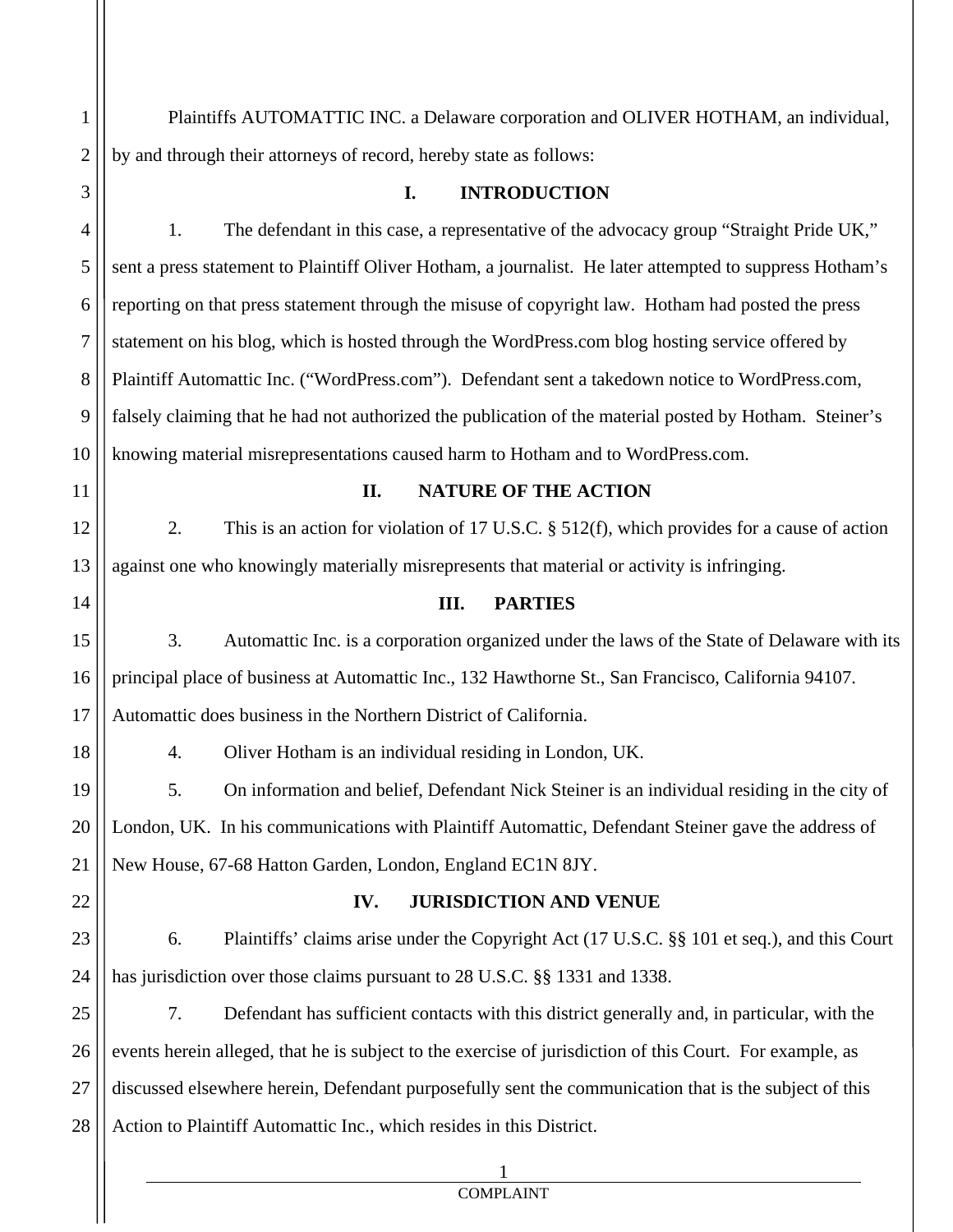Plaintiffs AUTOMATTIC INC. a Delaware corporation and OLIVER HOTHAM, an individual, by and through their attorneys of record, hereby state as follows:

## I. INTRODUCTION

1. The defendant in this case, a representative of the advocacy group "Straight Pride UK," sent a press statement to Plaintiff Oliver Hotham, a journalist. He later attempted to suppress Hotham's reporting on that press statement through the misuse of copyright law. Hotham had posted the press statement on his blog, which is hosted through the WordPress.com blog hosting service offered by Plaintiff Automattic Inc. ("WordPress.com"). Defendant sent a takedown notice to WordPress.com, falsely claiming that he had not authorized the publication of the material posted by Hotham. Steiner's knowing material misrepresentations caused harm to Hotham and to WordPress.com.

## II. NATURE OF THE ACTION

2. This is an action for violation of 17 U.S.C. § 512(f), which provides for a cause of action against one who knowingly materially misrepresents that material or activity is infringing.

## III. PARTIES

3. Automattic Inc. is a corporation organized under the laws of the State of Delaware with its principal place of business at Automattic Inc., 132 Hawthorne St., San Francisco, California 94107. Automattic does business in the Northern District of California.

4. Oliver Hotham is an individual residing in London, UK.

5. On information and belief, Defendant Nick Steiner is an individual residing in the city of London, UK. In his communications with Plaintiff Automattic, Defendant Steiner gave the address of New House, 67-68 Hatton Garden, London, England EC1N 8JY.

## IV. JURISDICTION AND VENUE

6. Plaintiffs' claims arise under the Copyright Act (17 U.S.C. §§ 101 et seq.), and this Court has jurisdiction over those claims pursuant to 28 U.S.C. §§ 1331 and 1338.

7. Defendant has sufficient contacts with this district generally and, in particular, with the events herein alleged, that he is subject to the exercise of jurisdiction of this Court. For example, as discussed elsewhere herein, Defendant purposefully sent the communication that is the subject of this Action to Plaintiff Automattic Inc., which resides in this District.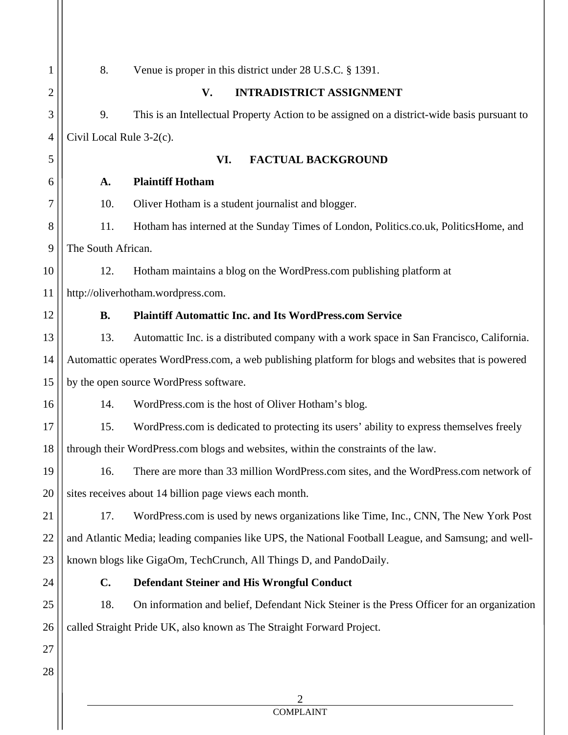8. Venue is proper in this district under 28 U.S.C. § 1391.

## V. INTRADISTRICT ASSIGNMENT

9. This is an Intellectual Property Action to be assigned on a district-wide basis pursuant to Civil Local Rule 3-2(c).

## VI. FACTUAL BACKGROUND

### A. Plaintiff Hotham

10. Oliver Hotham is a student journalist and blogger.

11. Hotham has interned at the Sunday Times of London, Politics.co.uk, PoliticsHome, and The South African.

12. Hotham maintains a blog on the WordPress.com publishing platform at http://oliverhotham.wordpress.com.

### B. Plaintiff Automattic Inc. and Its WordPress.com Service

13. Automattic Inc. is a distributed company with a work space in San Francisco, California. Automattic operates WordPress.com, a web publishing platform for blogs and websites that is powered by the open source WordPress software.

14. WordPress.com is the host of Oliver Hotham's blog.

15. WordPress.com is dedicated to protecting its users' ability to express themselves freely through their WordPress.com blogs and websites, within the constraints of the law.

16. There are more than 33 million WordPress.com sites, and the WordPress.com network of sites receives about 14 billion page views each month.

17. WordPress.com is used by news organizations like Time, Inc., CNN, The New York Post and Atlantic Media; leading companies like UPS, the National Football League, and Samsung; and well-known blogs like GigaOm, TechCrunch, All Things D, and PandoDaily.

### C. Defendant Steiner and His Wrongful Conduct

18. On information and belief, Defendant Nick Steiner is the Press Officer for an organization called Straight Pride UK, also known as The Straight Forward Project.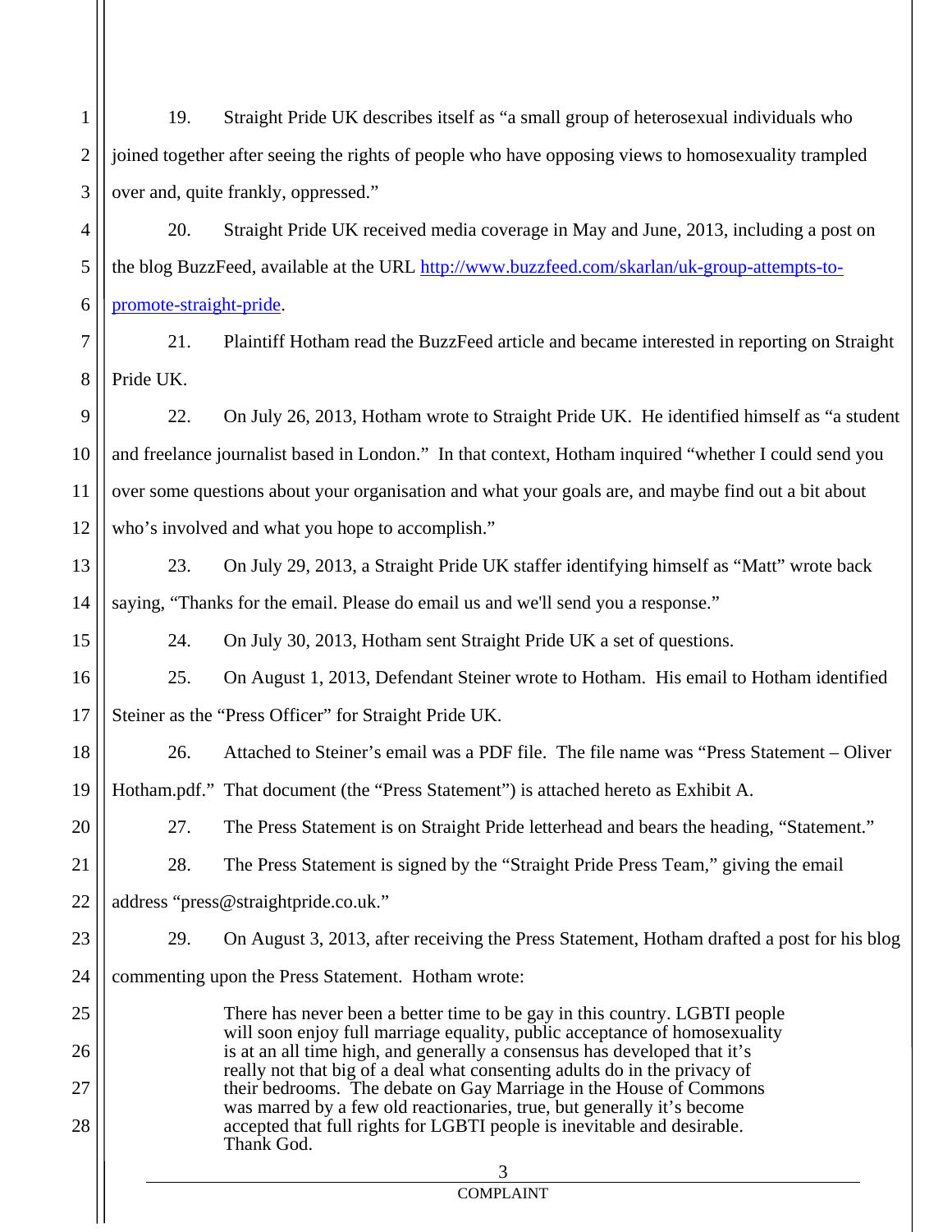19. Straight Pride UK describes itself as "a small group of heterosexual individuals who joined together after seeing the rights of people who have opposing views to homosexuality trampled over and, quite frankly, oppressed."

20. Straight Pride UK received media coverage in May and June, 2013, including a post on the blog BuzzFeed, available at the URL http://www.buzzfeed.com/skarlan/uk-group-attempts-to-promote-straight-pride.

21. Plaintiff Hotham read the BuzzFeed article and became interested in reporting on Straight Pride UK.

22. On July 26, 2013, Hotham wrote to Straight Pride UK. He identified himself as "a student and freelance journalist based in London." In that context, Hotham inquired "whether I could send you over some questions about your organisation and what your goals are, and maybe find out a bit about who's involved and what you hope to accomplish."

23. On July 29, 2013, a Straight Pride UK staffer identifying himself as "Matt" wrote back saying, "Thanks for the email. Please do email us and we'll send you a response."

24. On July 30, 2013, Hotham sent Straight Pride UK a set of questions.

25. On August 1, 2013, Defendant Steiner wrote to Hotham. His email to Hotham identified Steiner as the "Press Officer" for Straight Pride UK.

26. Attached to Steiner's email was a PDF file. The file name was "Press Statement – Oliver Hotham.pdf." That document (the "Press Statement") is attached hereto as Exhibit A.

27. The Press Statement is on Straight Pride letterhead and bears the heading, "Statement."

28. The Press Statement is signed by the "Straight Pride Press Team," giving the email address "press@straightpride.co.uk."

29. On August 3, 2013, after receiving the Press Statement, Hotham drafted a post for his blog commenting upon the Press Statement. Hotham wrote:

> There has never been a better time to be gay in this country. LGBTI people will soon enjoy full marriage equality, public acceptance of homosexuality is at an all time high, and generally a consensus has developed that it's really not that big of a deal what consenting adults do in the privacy of their bedrooms. The debate on Gay Marriage in the House of Commons was marred by a few old reactionaries, true, but generally it's become accepted that full rights for LGBTI people is inevitable and desirable. Thank God.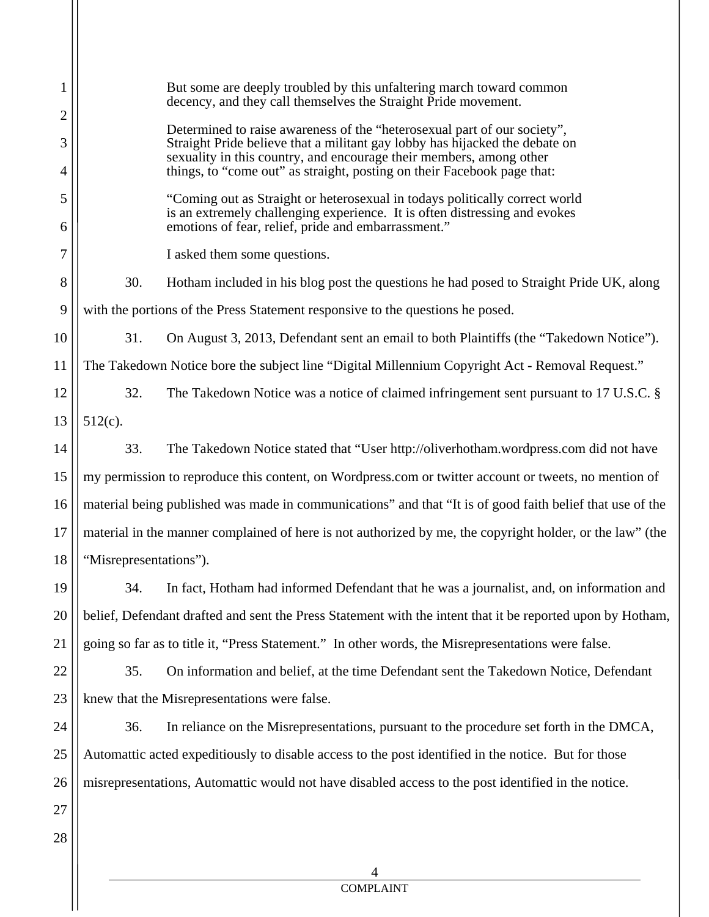> But some are deeply troubled by this unfaltering march toward common decency, and they call themselves the Straight Pride movement.
>
> Determined to raise awareness of the "heterosexual part of our society", Straight Pride believe that a militant gay lobby has hijacked the debate on sexuality in this country, and encourage their members, among other things, to "come out" as straight, posting on their Facebook page that:
>
> "Coming out as Straight or heterosexual in todays politically correct world is an extremely challenging experience. It is often distressing and evokes emotions of fear, relief, pride and embarrassment."
>
> I asked them some questions.

30. Hotham included in his blog post the questions he had posed to Straight Pride UK, along with the portions of the Press Statement responsive to the questions he posed.

31. On August 3, 2013, Defendant sent an email to both Plaintiffs (the "Takedown Notice"). The Takedown Notice bore the subject line "Digital Millennium Copyright Act - Removal Request."

32. The Takedown Notice was a notice of claimed infringement sent pursuant to 17 U.S.C. § 512(c).

33. The Takedown Notice stated that "User http://oliverhotham.wordpress.com did not have my permission to reproduce this content, on Wordpress.com or twitter account or tweets, no mention of material being published was made in communications" and that "It is of good faith belief that use of the material in the manner complained of here is not authorized by me, the copyright holder, or the law" (the "Misrepresentations").

34. In fact, Hotham had informed Defendant that he was a journalist, and, on information and belief, Defendant drafted and sent the Press Statement with the intent that it be reported upon by Hotham, going so far as to title it, "Press Statement." In other words, the Misrepresentations were false.

35. On information and belief, at the time Defendant sent the Takedown Notice, Defendant knew that the Misrepresentations were false.

36. In reliance on the Misrepresentations, pursuant to the procedure set forth in the DMCA, Automattic acted expeditiously to disable access to the post identified in the notice. But for those misrepresentations, Automattic would not have disabled access to the post identified in the notice.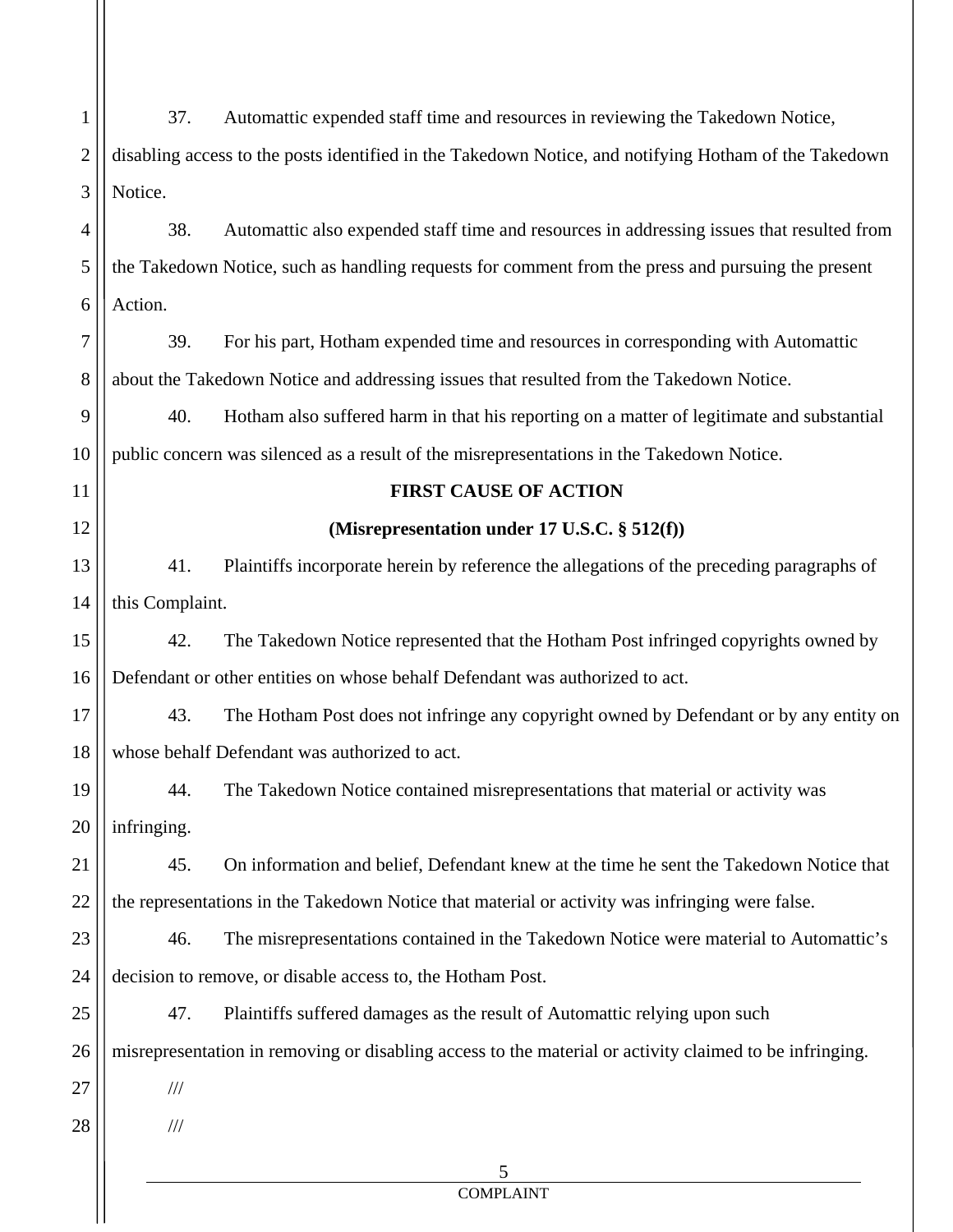37. Automattic expended staff time and resources in reviewing the Takedown Notice, disabling access to the posts identified in the Takedown Notice, and notifying Hotham of the Takedown Notice.

38. Automattic also expended staff time and resources in addressing issues that resulted from the Takedown Notice, such as handling requests for comment from the press and pursuing the present Action.

39. For his part, Hotham expended time and resources in corresponding with Automattic about the Takedown Notice and addressing issues that resulted from the Takedown Notice.

40. Hotham also suffered harm in that his reporting on a matter of legitimate and substantial public concern was silenced as a result of the misrepresentations in the Takedown Notice.

**FIRST CAUSE OF ACTION**

**(Misrepresentation under 17 U.S.C. § 512(f))**

41. Plaintiffs incorporate herein by reference the allegations of the preceding paragraphs of this Complaint.

42. The Takedown Notice represented that the Hotham Post infringed copyrights owned by Defendant or other entities on whose behalf Defendant was authorized to act.

43. The Hotham Post does not infringe any copyright owned by Defendant or by any entity on whose behalf Defendant was authorized to act.

44. The Takedown Notice contained misrepresentations that material or activity was infringing.

45. On information and belief, Defendant knew at the time he sent the Takedown Notice that the representations in the Takedown Notice that material or activity was infringing were false.

46. The misrepresentations contained in the Takedown Notice were material to Automattic's decision to remove, or disable access to, the Hotham Post.

47. Plaintiffs suffered damages as the result of Automattic relying upon such misrepresentation in removing or disabling access to the material or activity claimed to be infringing.

///

///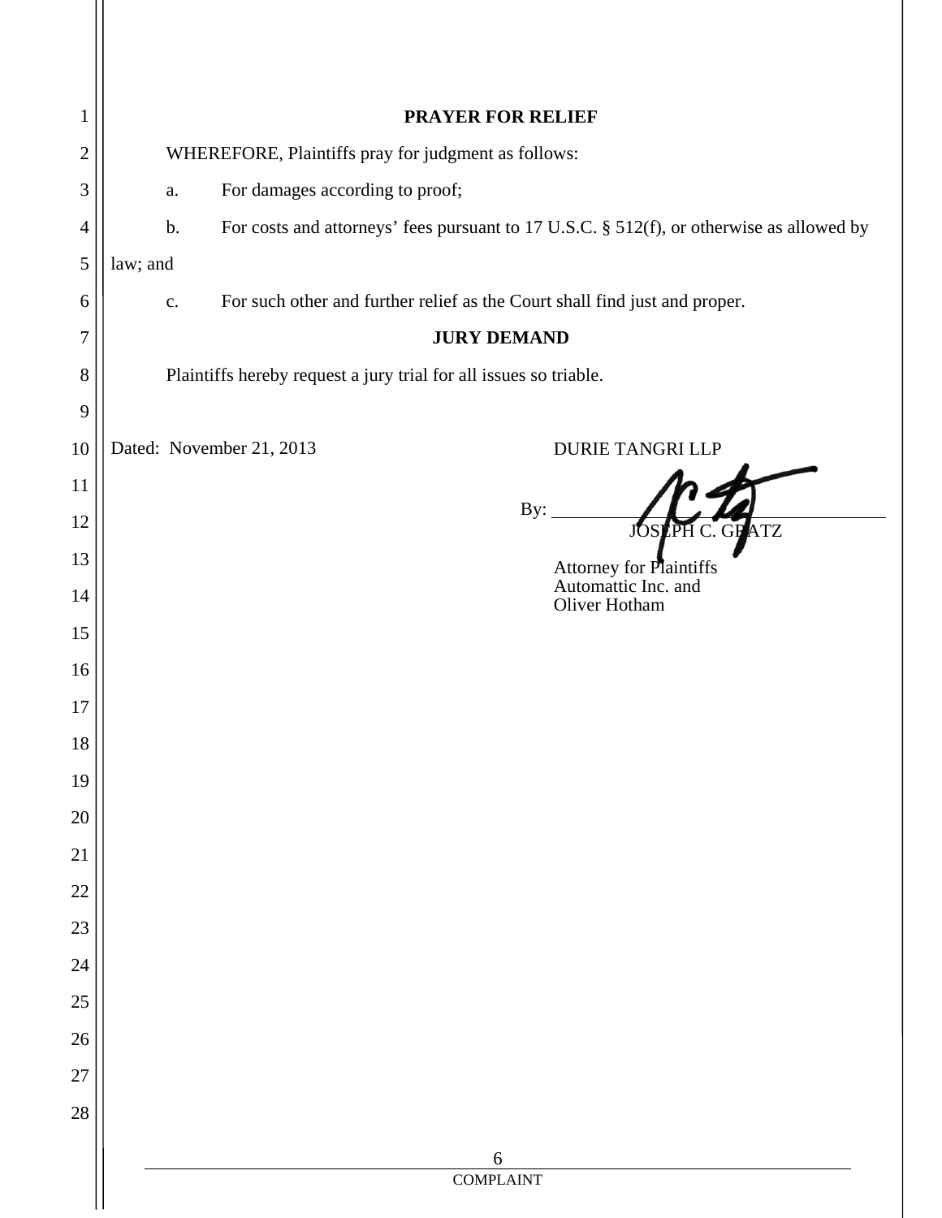## PRAYER FOR RELIEF

WHEREFORE, Plaintiffs pray for judgment as follows:

a. For damages according to proof;

b. For costs and attorneys' fees pursuant to 17 U.S.C. § 512(f), or otherwise as allowed by law; and

c. For such other and further relief as the Court shall find just and proper.

## JURY DEMAND

Plaintiffs hereby request a jury trial for all issues so triable.

Dated: November 21, 2013

DURIE TANGRI LLP

By: ______________________
JOSEPH C. GRATZ

Attorney for Plaintiffs
Automattic Inc. and
Oliver Hotham

COMPLAINT